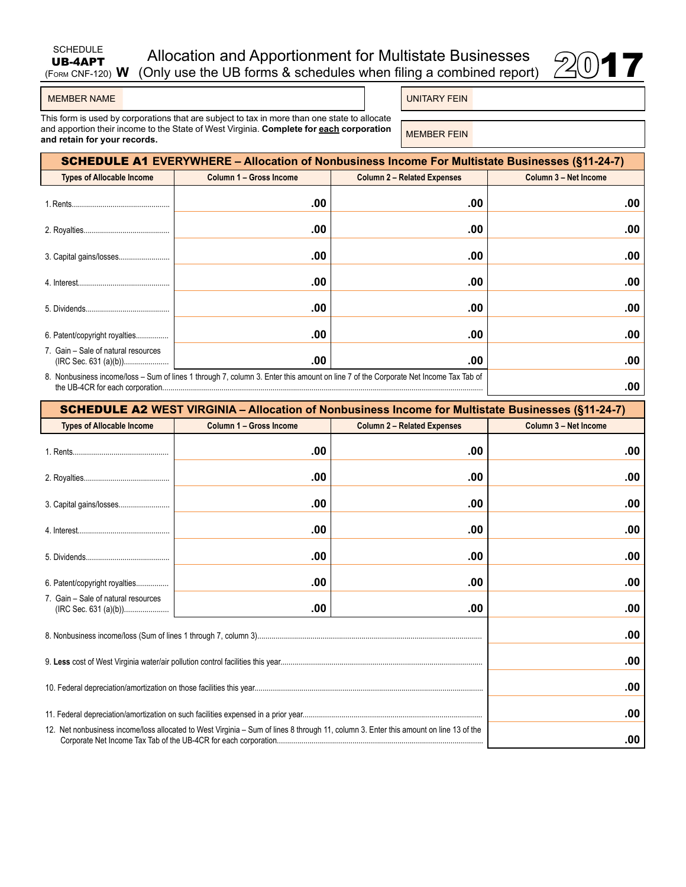SCHEDULE
**UB-4APT**
(FORM CNF-120) **W**

# Allocation and Apportionment for Multistate Businesses (Only use the UB forms & schedules when filing a combined report)

# 2017

| MEMBER NAME | | UNITARY FEIN | |
|---|---|---|---|
| | | MEMBER FEIN | |

This form is used by corporations that are subject to tax in more than one state to allocate and apportion their income to the State of West Virginia. **Complete for each corporation and retain for your records.**

## SCHEDULE A1 EVERYWHERE – Allocation of Nonbusiness Income For Multistate Businesses (§11-24-7)

| Types of Allocable Income | Column 1 – Gross Income | Column 2 – Related Expenses | Column 3 – Net Income |
|---|---|---|---|
| 1. Rents | .00 | .00 | .00 |
| 2. Royalties | .00 | .00 | .00 |
| 3. Capital gains/losses | .00 | .00 | .00 |
| 4. Interest | .00 | .00 | .00 |
| 5. Dividends | .00 | .00 | .00 |
| 6. Patent/copyright royalties | .00 | .00 | .00 |
| 7. Gain – Sale of natural resources (IRC Sec. 631 (a)(b)) | .00 | .00 | .00 |
| 8. Nonbusiness income/loss – Sum of lines 1 through 7, column 3. Enter this amount on line 7 of the Corporate Net Income Tax Tab of the UB-4CR for each corporation | | | .00 |

## SCHEDULE A2 WEST VIRGINIA – Allocation of Nonbusiness Income for Multistate Businesses (§11-24-7)

| Types of Allocable Income | Column 1 – Gross Income | Column 2 – Related Expenses | Column 3 – Net Income |
|---|---|---|---|
| 1. Rents | .00 | .00 | .00 |
| 2. Royalties | .00 | .00 | .00 |
| 3. Capital gains/losses | .00 | .00 | .00 |
| 4. Interest | .00 | .00 | .00 |
| 5. Dividends | .00 | .00 | .00 |
| 6. Patent/copyright royalties | .00 | .00 | .00 |
| 7. Gain – Sale of natural resources (IRC Sec. 631 (a)(b)) | .00 | .00 | .00 |
| 8. Nonbusiness income/loss (Sum of lines 1 through 7, column 3) | | | .00 |
| 9. **Less** cost of West Virginia water/air pollution control facilities this year | | | .00 |
| 10. Federal depreciation/amortization on those facilities this year | | | .00 |
| 11. Federal depreciation/amortization on such facilities expensed in a prior year | | | .00 |
| 12. Net nonbusiness income/loss allocated to West Virginia – Sum of lines 8 through 11, column 3. Enter this amount on line 13 of the Corporate Net Income Tax Tab of the UB-4CR for each corporation | | | .00 |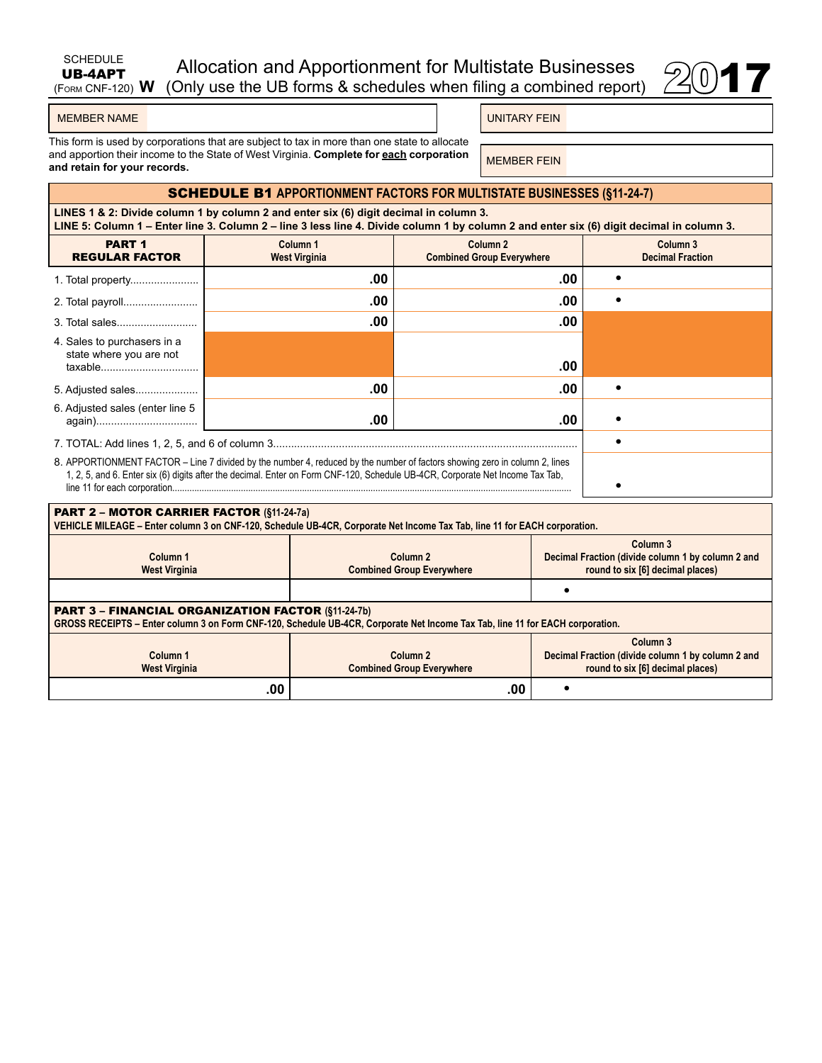SCHEDULE **UB-4APT** (FORM CNF-120) **W**

# Allocation and Apportionment for Multistate Businesses (Only use the UB forms & schedules when filing a combined report)

**2017**

| MEMBER NAME | | UNITARY FEIN | |
|---|---|---|---|
| | | MEMBER FEIN | |

This form is used by corporations that are subject to tax in more than one state to allocate and apportion their income to the State of West Virginia. **Complete for each corporation and retain for your records.**

## SCHEDULE B1 APPORTIONMENT FACTORS FOR MULTISTATE BUSINESSES (§11-24-7)

**LINES 1 & 2: Divide column 1 by column 2 and enter six (6) digit decimal in column 3.**
**LINE 5: Column 1 – Enter line 3. Column 2 – line 3 less line 4. Divide column 1 by column 2 and enter six (6) digit decimal in column 3.**

| PART 1 REGULAR FACTOR | Column 1 West Virginia | Column 2 Combined Group Everywhere | Column 3 Decimal Fraction |
|---|---|---|---|
| 1. Total property | .00 | .00 | • |
| 2. Total payroll | .00 | .00 | • |
| 3. Total sales | .00 | .00 | |
| 4. Sales to purchasers in a state where you are not taxable | | .00 | |
| 5. Adjusted sales | .00 | .00 | • |
| 6. Adjusted sales (enter line 5 again) | .00 | .00 | • |
| 7. TOTAL: Add lines 1, 2, 5, and 6 of column 3 | | | • |
| 8. APPORTIONMENT FACTOR – Line 7 divided by the number 4, reduced by the number of factors showing zero in column 2, lines 1, 2, 5, and 6. Enter six (6) digits after the decimal. Enter on Form CNF-120, Schedule UB-4CR, Corporate Net Income Tax Tab, line 11 for each corporation | | | • |

**PART 2 – MOTOR CARRIER FACTOR (§11-24-7a)**
**VEHICLE MILEAGE – Enter column 3 on CNF-120, Schedule UB-4CR, Corporate Net Income Tax Tab, line 11 for EACH corporation.**

| Column 1 West Virginia | Column 2 Combined Group Everywhere | Column 3 Decimal Fraction (divide column 1 by column 2 and round to six [6] decimal places) |
|---|---|---|
| | | • |

**PART 3 – FINANCIAL ORGANIZATION FACTOR (§11-24-7b)**
**GROSS RECEIPTS – Enter column 3 on Form CNF-120, Schedule UB-4CR, Corporate Net Income Tax Tab, line 11 for EACH corporation.**

| Column 1 West Virginia | Column 2 Combined Group Everywhere | Column 3 Decimal Fraction (divide column 1 by column 2 and round to six [6] decimal places) |
|---|---|---|
| .00 | .00 | • |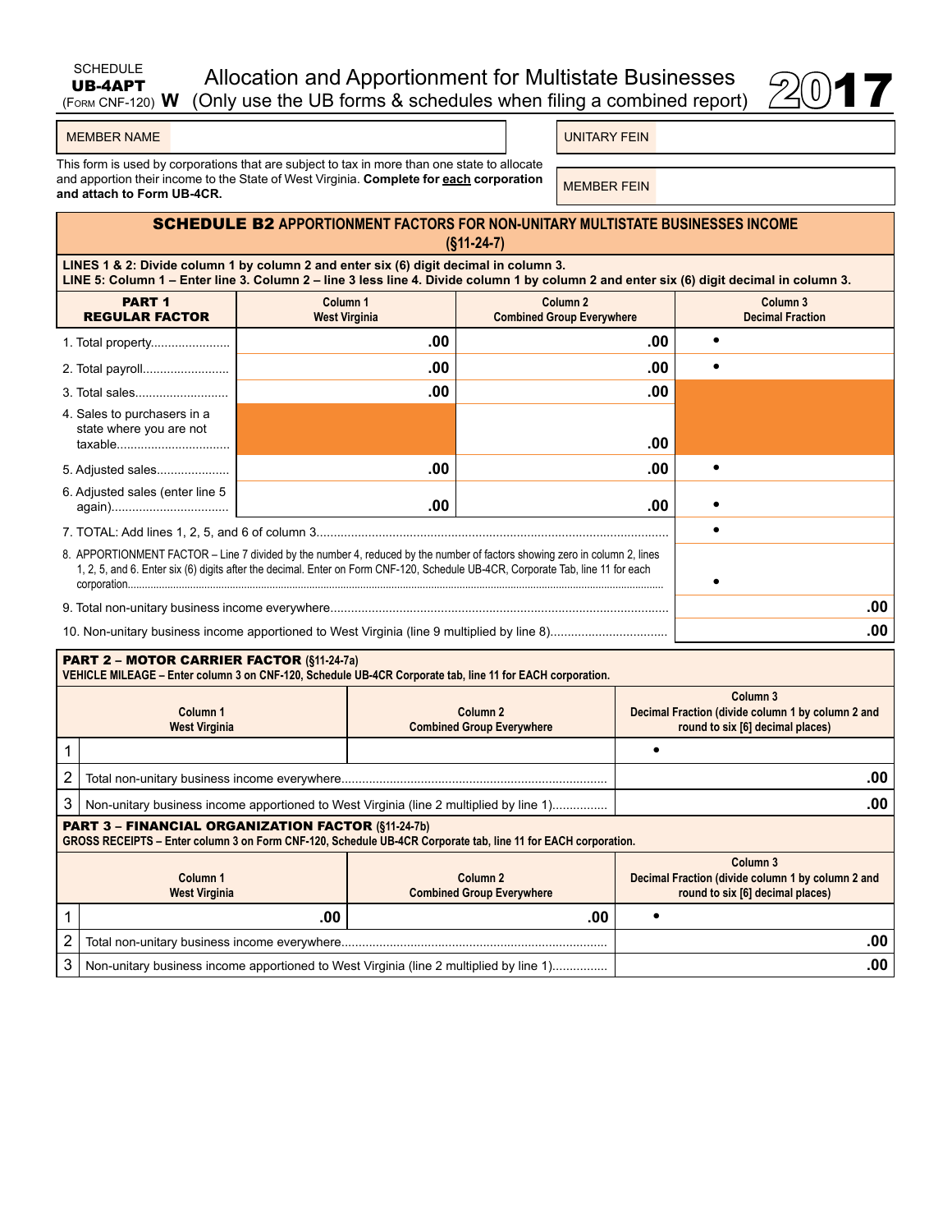SCHEDULE **UB-4APT** (FORM CNF-120) **W**

# Allocation and Apportionment for Multistate Businesses (Only use the UB forms & schedules when filing a combined report) 2017

| MEMBER NAME | | UNITARY FEIN | |
|---|---|---|---|
| | | MEMBER FEIN | |

This form is used by corporations that are subject to tax in more than one state to allocate and apportion their income to the State of West Virginia. **Complete for each corporation and attach to Form UB-4CR.**

## SCHEDULE B2 APPORTIONMENT FACTORS FOR NON-UNITARY MULTISTATE BUSINESSES INCOME (§11-24-7)

**LINES 1 & 2: Divide column 1 by column 2 and enter six (6) digit decimal in column 3.**
**LINE 5: Column 1 – Enter line 3. Column 2 – line 3 less line 4. Divide column 1 by column 2 and enter six (6) digit decimal in column 3.**

| PART 1 REGULAR FACTOR | Column 1 West Virginia | Column 2 Combined Group Everywhere | Column 3 Decimal Fraction |
|---|---|---|---|
| 1. Total property | .00 | .00 | • |
| 2. Total payroll | .00 | .00 | • |
| 3. Total sales | .00 | .00 | |
| 4. Sales to purchasers in a state where you are not taxable | | .00 | |
| 5. Adjusted sales | .00 | .00 | • |
| 6. Adjusted sales (enter line 5 again) | .00 | .00 | • |
| 7. TOTAL: Add lines 1, 2, 5, and 6 of column 3 | | | • |
| 8. APPORTIONMENT FACTOR – Line 7 divided by the number 4, reduced by the number of factors showing zero in column 2, lines 1, 2, 5, and 6. Enter six (6) digits after the decimal. Enter on Form CNF-120, Schedule UB-4CR, Corporate Tab, line 11 for each corporation | | | • |
| 9. Total non-unitary business income everywhere | | | .00 |
| 10. Non-unitary business income apportioned to West Virginia (line 9 multiplied by line 8) | | | .00 |

### PART 2 – MOTOR CARRIER FACTOR (§11-24-7a)

**VEHICLE MILEAGE – Enter column 3 on CNF-120, Schedule UB-4CR Corporate tab, line 11 for EACH corporation.**

| | Column 1 West Virginia | Column 2 Combined Group Everywhere | Column 3 Decimal Fraction (divide column 1 by column 2 and round to six [6] decimal places) |
|---|---|---|---|
| 1 | | | • |
| 2 | Total non-unitary business income everywhere | | .00 |
| 3 | Non-unitary business income apportioned to West Virginia (line 2 multiplied by line 1) | | .00 |

### PART 3 – FINANCIAL ORGANIZATION FACTOR (§11-24-7b)

**GROSS RECEIPTS – Enter column 3 on Form CNF-120, Schedule UB-4CR Corporate tab, line 11 for EACH corporation.**

| | Column 1 West Virginia | Column 2 Combined Group Everywhere | Column 3 Decimal Fraction (divide column 1 by column 2 and round to six [6] decimal places) |
|---|---|---|---|
| 1 | .00 | .00 | • |
| 2 | Total non-unitary business income everywhere | | .00 |
| 3 | Non-unitary business income apportioned to West Virginia (line 2 multiplied by line 1) | | .00 |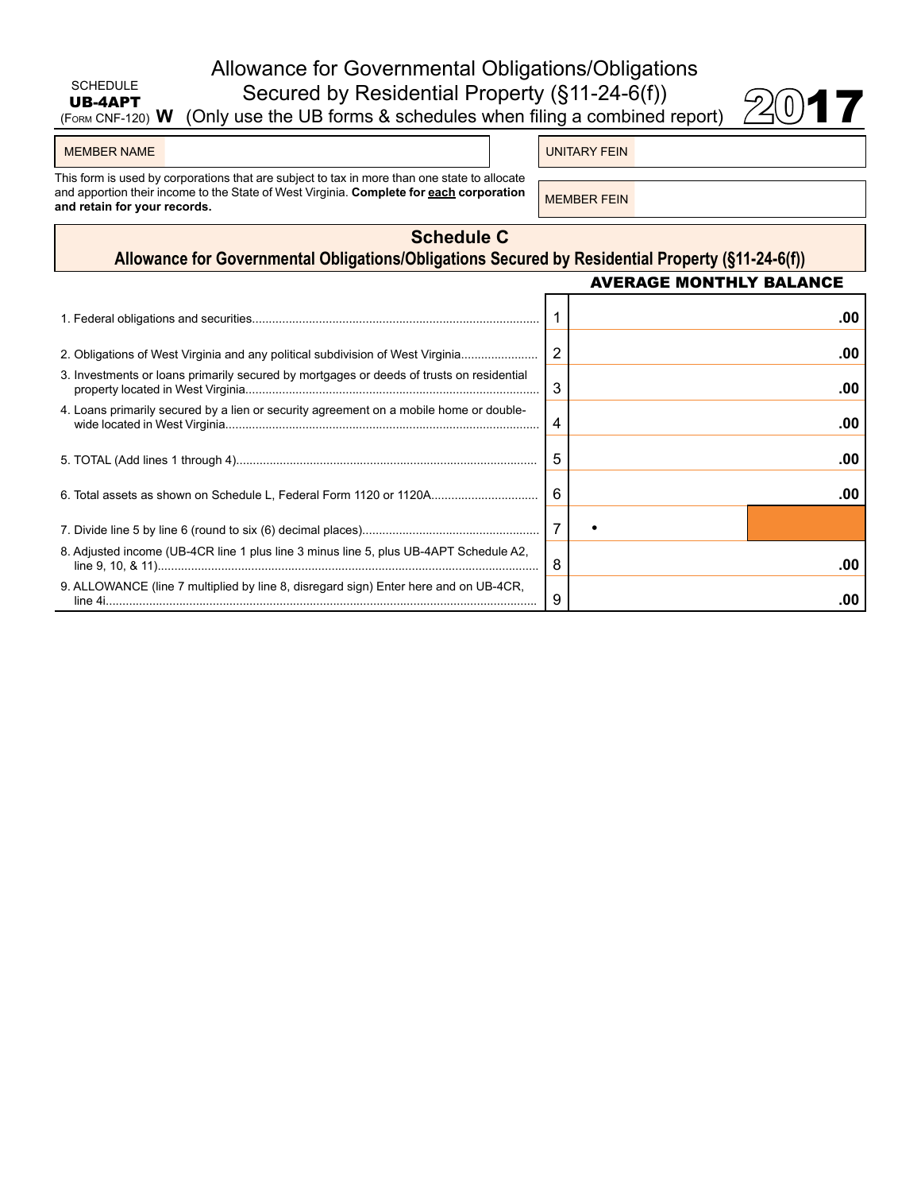SCHEDULE **UB-4APT**
(FORM CNF-120) **W**

# Allowance for Governmental Obligations/Obligations Secured by Residential Property (§11-24-6(f))

(Only use the UB forms & schedules when filing a combined report)

**2017**

| | |
|---|---|
| MEMBER NAME | |
| UNITARY FEIN | |
| MEMBER FEIN | |

This form is used by corporations that are subject to tax in more than one state to allocate and apportion their income to the State of West Virginia. **Complete for each corporation and retain for your records.**

## Schedule C

### Allowance for Governmental Obligations/Obligations Secured by Residential Property (§11-24-6(f))

| | | AVERAGE MONTHLY BALANCE |
|---|---|---|
| 1. Federal obligations and securities | 1 | .00 |
| 2. Obligations of West Virginia and any political subdivision of West Virginia | 2 | .00 |
| 3. Investments or loans primarily secured by mortgages or deeds of trusts on residential property located in West Virginia | 3 | .00 |
| 4. Loans primarily secured by a lien or security agreement on a mobile home or double-wide located in West Virginia | 4 | .00 |
| 5. TOTAL (Add lines 1 through 4) | 5 | .00 |
| 6. Total assets as shown on Schedule L, Federal Form 1120 or 1120A | 6 | .00 |
| 7. Divide line 5 by line 6 (round to six (6) decimal places) | 7 | • |
| 8. Adjusted income (UB-4CR line 1 plus line 3 minus line 5, plus UB-4APT Schedule A2, line 9, 10, & 11) | 8 | .00 |
| 9. ALLOWANCE (line 7 multiplied by line 8, disregard sign) Enter here and on UB-4CR, line 4i | 9 | .00 |